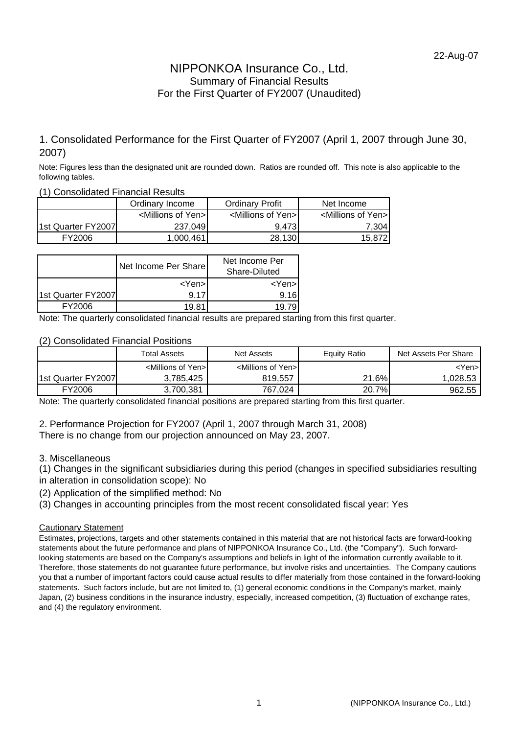22-Aug-07

# NIPPONKOA Insurance Co., Ltd.
## Summary of Financial Results
## For the First Quarter of FY2007 (Unaudited)

## 1. Consolidated Performance for the First Quarter of FY2007 (April 1, 2007 through June 30, 2007)

Note: Figures less than the designated unit are rounded down. Ratios are rounded off. This note is also applicable to the following tables.

### (1) Consolidated Financial Results

| | Ordinary Income | Ordinary Profit | Net Income |
|---|---|---|---|
| | <Millions of Yen> | <Millions of Yen> | <Millions of Yen> |
| 1st Quarter FY2007 | 237,049 | 9,473 | 7,304 |
| FY2006 | 1,000,461 | 28,130 | 15,872 |

| | Net Income Per Share | Net Income Per Share-Diluted |
|---|---|---|
| | <Yen> | <Yen> |
| 1st Quarter FY2007 | 9.17 | 9.16 |
| FY2006 | 19.81 | 19.79 |

Note: The quarterly consolidated financial results are prepared starting from this first quarter.

### (2) Consolidated Financial Positions

| | Total Assets | Net Assets | Equity Ratio | Net Assets Per Share |
|---|---|---|---|---|
| | <Millions of Yen> | <Millions of Yen> | | <Yen> |
| 1st Quarter FY2007 | 3,785,425 | 819,557 | 21.6% | 1,028.53 |
| FY2006 | 3,700,381 | 767,024 | 20.7% | 962.55 |

Note: The quarterly consolidated financial positions are prepared starting from this first quarter.

## 2. Performance Projection for FY2007 (April 1, 2007 through March 31, 2008)

There is no change from our projection announced on May 23, 2007.

## 3. Miscellaneous

(1) Changes in the significant subsidiaries during this period (changes in specified subsidiaries resulting in alteration in consolidation scope): No

(2) Application of the simplified method: No

(3) Changes in accounting principles from the most recent consolidated fiscal year: Yes

Cautionary Statement

Estimates, projections, targets and other statements contained in this material that are not historical facts are forward-looking statements about the future performance and plans of NIPPONKOA Insurance Co., Ltd. (the "Company"). Such forward-looking statements are based on the Company's assumptions and beliefs in light of the information currently available to it. Therefore, those statements do not guarantee future performance, but involve risks and uncertainties. The Company cautions you that a number of important factors could cause actual results to differ materially from those contained in the forward-looking statements. Such factors include, but are not limited to, (1) general economic conditions in the Company's market, mainly Japan, (2) business conditions in the insurance industry, especially, increased competition, (3) fluctuation of exchange rates, and (4) the regulatory environment.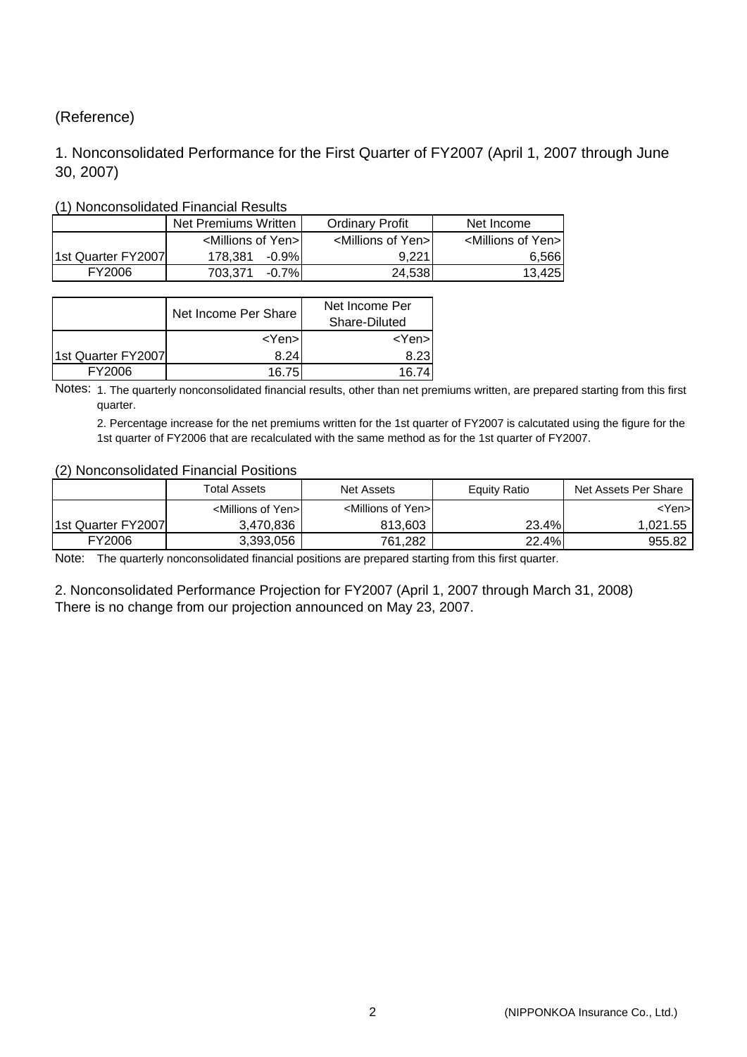(Reference)

## 1. Nonconsolidated Performance for the First Quarter of FY2007 (April 1, 2007 through June 30, 2007)

### (1) Nonconsolidated Financial Results

| | Net Premiums Written | | Ordinary Profit | Net Income |
|---|---|---|---|---|
| | <Millions of Yen> | | <Millions of Yen> | <Millions of Yen> |
| 1st Quarter FY2007 | 178,381 | -0.9% | 9,221 | 6,566 |
| FY2006 | 703,371 | -0.7% | 24,538 | 13,425 |

| | Net Income Per Share | Net Income Per Share-Diluted |
|---|---|---|
| | <Yen> | <Yen> |
| 1st Quarter FY2007 | 8.24 | 8.23 |
| FY2006 | 16.75 | 16.74 |

Notes: 1. The quarterly nonconsolidated financial results, other than net premiums written, are prepared starting from this first quarter.

2. Percentage increase for the net premiums written for the 1st quarter of FY2007 is calcutated using the figure for the 1st quarter of FY2006 that are recalculated with the same method as for the 1st quarter of FY2007.

### (2) Nonconsolidated Financial Positions

| | Total Assets | Net Assets | Equity Ratio | Net Assets Per Share |
|---|---|---|---|---|
| | <Millions of Yen> | <Millions of Yen> | | <Yen> |
| 1st Quarter FY2007 | 3,470,836 | 813,603 | 23.4% | 1,021.55 |
| FY2006 | 3,393,056 | 761,282 | 22.4% | 955.82 |

Note: The quarterly nonconsolidated financial positions are prepared starting from this first quarter.

## 2. Nonconsolidated Performance Projection for FY2007 (April 1, 2007 through March 31, 2008)

There is no change from our projection announced on May 23, 2007.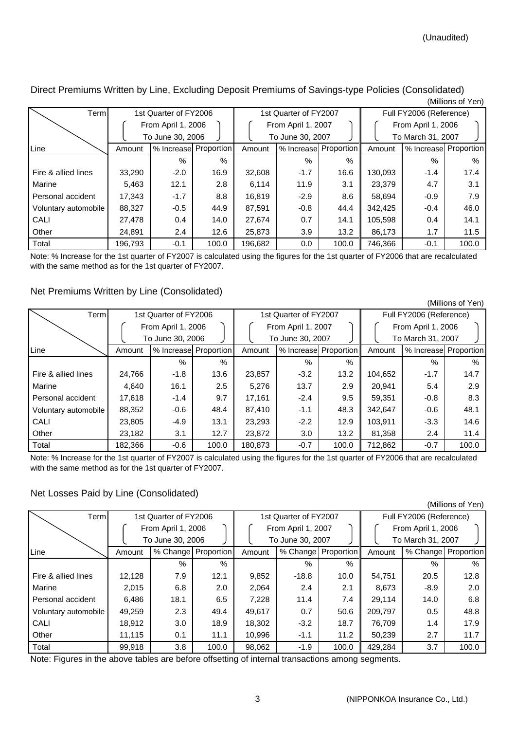(Unaudited)

## Direct Premiums Written by Line, Excluding Deposit Premiums of Savings-type Policies (Consolidated)

(Millions of Yen)

| Term | 1st Quarter of FY2006 | | | 1st Quarter of FY2007 | | | Full FY2006 (Reference) | | |
|---|---|---|---|---|---|---|---|---|---|
| | From April 1, 2006 To June 30, 2006 | | | From April 1, 2007 To June 30, 2007 | | | From April 1, 2006 To March 31, 2007 | | |
| Line | Amount | % Increase | Proportion | Amount | % Increase | Proportion | Amount | % Increase | Proportion |
| | | % | % | | % | % | | % | % |
| Fire & allied lines | 33,290 | -2.0 | 16.9 | 32,608 | -1.7 | 16.6 | 130,093 | -1.4 | 17.4 |
| Marine | 5,463 | 12.1 | 2.8 | 6,114 | 11.9 | 3.1 | 23,379 | 4.7 | 3.1 |
| Personal accident | 17,343 | -1.7 | 8.8 | 16,819 | -2.9 | 8.6 | 58,694 | -0.9 | 7.9 |
| Voluntary automobile | 88,327 | -0.5 | 44.9 | 87,591 | -0.8 | 44.4 | 342,425 | -0.4 | 46.0 |
| CALI | 27,478 | 0.4 | 14.0 | 27,674 | 0.7 | 14.1 | 105,598 | 0.4 | 14.1 |
| Other | 24,891 | 2.4 | 12.6 | 25,873 | 3.9 | 13.2 | 86,173 | 1.7 | 11.5 |
| Total | 196,793 | -0.1 | 100.0 | 196,682 | 0.0 | 100.0 | 746,366 | -0.1 | 100.0 |

Note: % Increase for the 1st quarter of FY2007 is calculated using the figures for the 1st quarter of FY2006 that are recalculated with the same method as for the 1st quarter of FY2007.

## Net Premiums Written by Line (Consolidated)

(Millions of Yen)

| Term | 1st Quarter of FY2006 | | | 1st Quarter of FY2007 | | | Full FY2006 (Reference) | | |
|---|---|---|---|---|---|---|---|---|---|
| | From April 1, 2006 To June 30, 2006 | | | From April 1, 2007 To June 30, 2007 | | | From April 1, 2006 To March 31, 2007 | | |
| Line | Amount | % Increase | Proportion | Amount | % Increase | Proportion | Amount | % Increase | Proportion |
| | | % | % | | % | % | | % | % |
| Fire & allied lines | 24,766 | -1.8 | 13.6 | 23,857 | -3.2 | 13.2 | 104,652 | -1.7 | 14.7 |
| Marine | 4,640 | 16.1 | 2.5 | 5,276 | 13.7 | 2.9 | 20,941 | 5.4 | 2.9 |
| Personal accident | 17,618 | -1.4 | 9.7 | 17,161 | -2.4 | 9.5 | 59,351 | -0.8 | 8.3 |
| Voluntary automobile | 88,352 | -0.6 | 48.4 | 87,410 | -1.1 | 48.3 | 342,647 | -0.6 | 48.1 |
| CALI | 23,805 | -4.9 | 13.1 | 23,293 | -2.2 | 12.9 | 103,911 | -3.3 | 14.6 |
| Other | 23,182 | 3.1 | 12.7 | 23,872 | 3.0 | 13.2 | 81,358 | 2.4 | 11.4 |
| Total | 182,366 | -0.6 | 100.0 | 180,873 | -0.7 | 100.0 | 712,862 | -0.7 | 100.0 |

Note: % Increase for the 1st quarter of FY2007 is calculated using the figures for the 1st quarter of FY2006 that are recalculated with the same method as for the 1st quarter of FY2007.

## Net Losses Paid by Line (Consolidated)

(Millions of Yen)

| Term | 1st Quarter of FY2006 | | | 1st Quarter of FY2007 | | | Full FY2006 (Reference) | | |
|---|---|---|---|---|---|---|---|---|---|
| | From April 1, 2006 To June 30, 2006 | | | From April 1, 2007 To June 30, 2007 | | | From April 1, 2006 To March 31, 2007 | | |
| Line | Amount | % Change | Proportion | Amount | % Change | Proportion | Amount | % Change | Proportion |
| | | % | % | | % | % | | % | % |
| Fire & allied lines | 12,128 | 7.9 | 12.1 | 9,852 | -18.8 | 10.0 | 54,751 | 20.5 | 12.8 |
| Marine | 2,015 | 6.8 | 2.0 | 2,064 | 2.4 | 2.1 | 8,673 | -8.9 | 2.0 |
| Personal accident | 6,486 | 18.1 | 6.5 | 7,228 | 11.4 | 7.4 | 29,114 | 14.0 | 6.8 |
| Voluntary automobile | 49,259 | 2.3 | 49.4 | 49,617 | 0.7 | 50.6 | 209,797 | 0.5 | 48.8 |
| CALI | 18,912 | 3.0 | 18.9 | 18,302 | -3.2 | 18.7 | 76,709 | 1.4 | 17.9 |
| Other | 11,115 | 0.1 | 11.1 | 10,996 | -1.1 | 11.2 | 50,239 | 2.7 | 11.7 |
| Total | 99,918 | 3.8 | 100.0 | 98,062 | -1.9 | 100.0 | 429,284 | 3.7 | 100.0 |

Note: Figures in the above tables are before offsetting of internal transactions among segments.

(NIPPONKOA Insurance Co., Ltd.)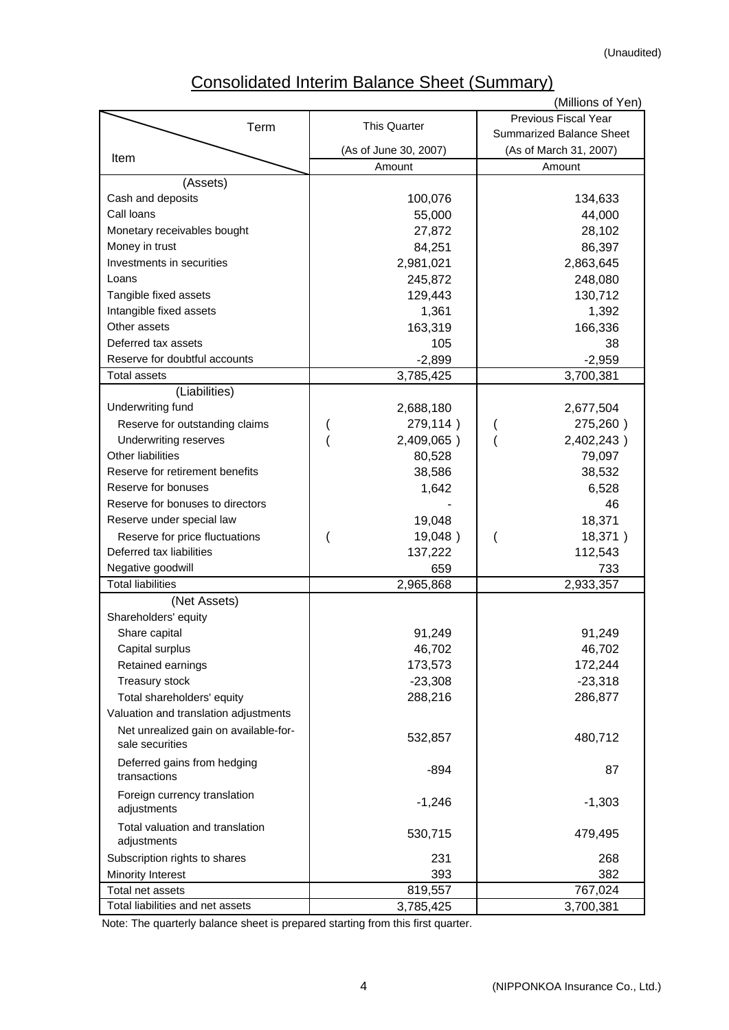(Unaudited)

# Consolidated Interim Balance Sheet (Summary)

(Millions of Yen)

| Item / Term | This Quarter (As of June 30, 2007) Amount | Previous Fiscal Year Summarized Balance Sheet (As of March 31, 2007) Amount |
|---|---|---|
| (Assets) | | |
| Cash and deposits | 100,076 | 134,633 |
| Call loans | 55,000 | 44,000 |
| Monetary receivables bought | 27,872 | 28,102 |
| Money in trust | 84,251 | 86,397 |
| Investments in securities | 2,981,021 | 2,863,645 |
| Loans | 245,872 | 248,080 |
| Tangible fixed assets | 129,443 | 130,712 |
| Intangible fixed assets | 1,361 | 1,392 |
| Other assets | 163,319 | 166,336 |
| Deferred tax assets | 105 | 38 |
| Reserve for doubtful accounts | -2,899 | -2,959 |
| Total assets | 3,785,425 | 3,700,381 |
| (Liabilities) | | |
| Underwriting fund | 2,688,180 | 2,677,504 |
| Reserve for outstanding claims | ( 279,114 ) | ( 275,260 ) |
| Underwriting reserves | ( 2,409,065 ) | ( 2,402,243 ) |
| Other liabilities | 80,528 | 79,097 |
| Reserve for retirement benefits | 38,586 | 38,532 |
| Reserve for bonuses | 1,642 | 6,528 |
| Reserve for bonuses to directors | - | 46 |
| Reserve under special law | 19,048 | 18,371 |
| Reserve for price fluctuations | ( 19,048 ) | ( 18,371 ) |
| Deferred tax liabilities | 137,222 | 112,543 |
| Negative goodwill | 659 | 733 |
| Total liabilities | 2,965,868 | 2,933,357 |
| (Net Assets) | | |
| Shareholders' equity | | |
| Share capital | 91,249 | 91,249 |
| Capital surplus | 46,702 | 46,702 |
| Retained earnings | 173,573 | 172,244 |
| Treasury stock | -23,308 | -23,318 |
| Total shareholders' equity | 288,216 | 286,877 |
| Valuation and translation adjustments | | |
| Net unrealized gain on available-for-sale securities | 532,857 | 480,712 |
| Deferred gains from hedging transactions | -894 | 87 |
| Foreign currency translation adjustments | -1,246 | -1,303 |
| Total valuation and translation adjustments | 530,715 | 479,495 |
| Subscription rights to shares | 231 | 268 |
| Minority Interest | 393 | 382 |
| Total net assets | 819,557 | 767,024 |
| Total liabilities and net assets | 3,785,425 | 3,700,381 |

Note: The quarterly balance sheet is prepared starting from this first quarter.

(NIPPONKOA Insurance Co., Ltd.)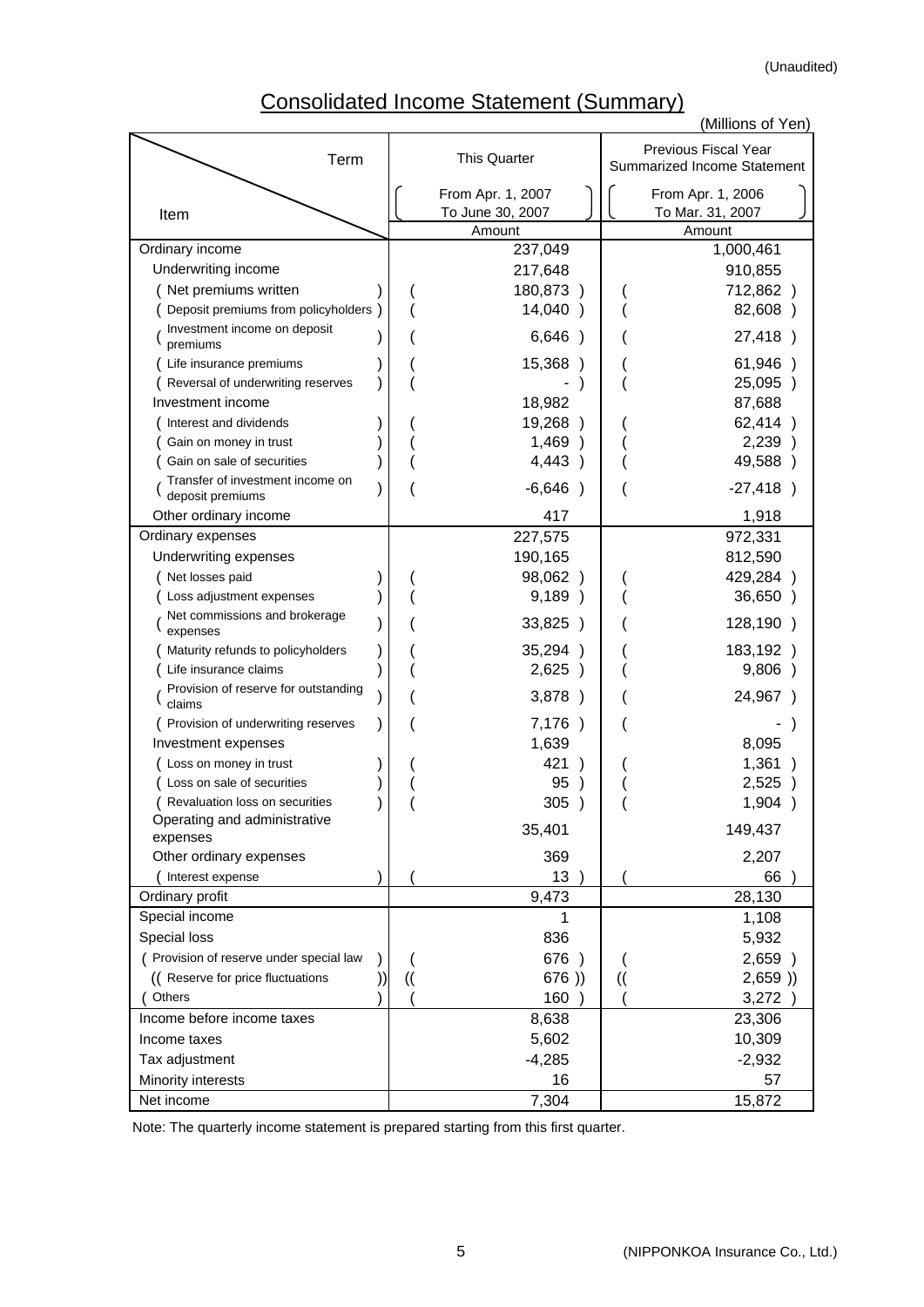(Unaudited)

# Consolidated Income Statement (Summary)

(Millions of Yen)

| Item / Term | This Quarter (From Apr. 1, 2007 To June 30, 2007) Amount | Previous Fiscal Year Summarized Income Statement (From Apr. 1, 2006 To Mar. 31, 2007) Amount |
|---|---|---|
| Ordinary income | 237,049 | 1,000,461 |
| Underwriting income | 217,648 | 910,855 |
| ( Net premiums written ) | ( 180,873 ) | ( 712,862 ) |
| ( Deposit premiums from policyholders ) | ( 14,040 ) | ( 82,608 ) |
| ( Investment income on deposit premiums ) | ( 6,646 ) | ( 27,418 ) |
| ( Life insurance premiums ) | ( 15,368 ) | ( 61,946 ) |
| ( Reversal of underwriting reserves ) | ( - ) | ( 25,095 ) |
| Investment income | 18,982 | 87,688 |
| ( Interest and dividends ) | ( 19,268 ) | ( 62,414 ) |
| ( Gain on money in trust ) | ( 1,469 ) | ( 2,239 ) |
| ( Gain on sale of securities ) | ( 4,443 ) | ( 49,588 ) |
| ( Transfer of investment income on deposit premiums ) | ( -6,646 ) | ( -27,418 ) |
| Other ordinary income | 417 | 1,918 |
| Ordinary expenses | 227,575 | 972,331 |
| Underwriting expenses | 190,165 | 812,590 |
| ( Net losses paid ) | ( 98,062 ) | ( 429,284 ) |
| ( Loss adjustment expenses ) | ( 9,189 ) | ( 36,650 ) |
| ( Net commissions and brokerage expenses ) | ( 33,825 ) | ( 128,190 ) |
| ( Maturity refunds to policyholders ) | ( 35,294 ) | ( 183,192 ) |
| ( Life insurance claims ) | ( 2,625 ) | ( 9,806 ) |
| ( Provision of reserve for outstanding claims ) | ( 3,878 ) | ( 24,967 ) |
| ( Provision of underwriting reserves ) | ( 7,176 ) | ( - ) |
| Investment expenses | 1,639 | 8,095 |
| ( Loss on money in trust ) | ( 421 ) | ( 1,361 ) |
| ( Loss on sale of securities ) | ( 95 ) | ( 2,525 ) |
| ( Revaluation loss on securities ) | ( 305 ) | ( 1,904 ) |
| Operating and administrative expenses | 35,401 | 149,437 |
| Other ordinary expenses | 369 | 2,207 |
| ( Interest expense ) | ( 13 ) | ( 66 ) |
| Ordinary profit | 9,473 | 28,130 |
| Special income | 1 | 1,108 |
| Special loss | 836 | 5,932 |
| ( Provision of reserve under special law ) | ( 676 ) | ( 2,659 ) |
| (( Reserve for price fluctuations )) | (( 676 )) | (( 2,659 )) |
| ( Others ) | ( 160 ) | ( 3,272 ) |
| Income before income taxes | 8,638 | 23,306 |
| Income taxes | 5,602 | 10,309 |
| Tax adjustment | -4,285 | -2,932 |
| Minority interests | 16 | 57 |
| Net income | 7,304 | 15,872 |

Note: The quarterly income statement is prepared starting from this first quarter.

(NIPPONKOA Insurance Co., Ltd.)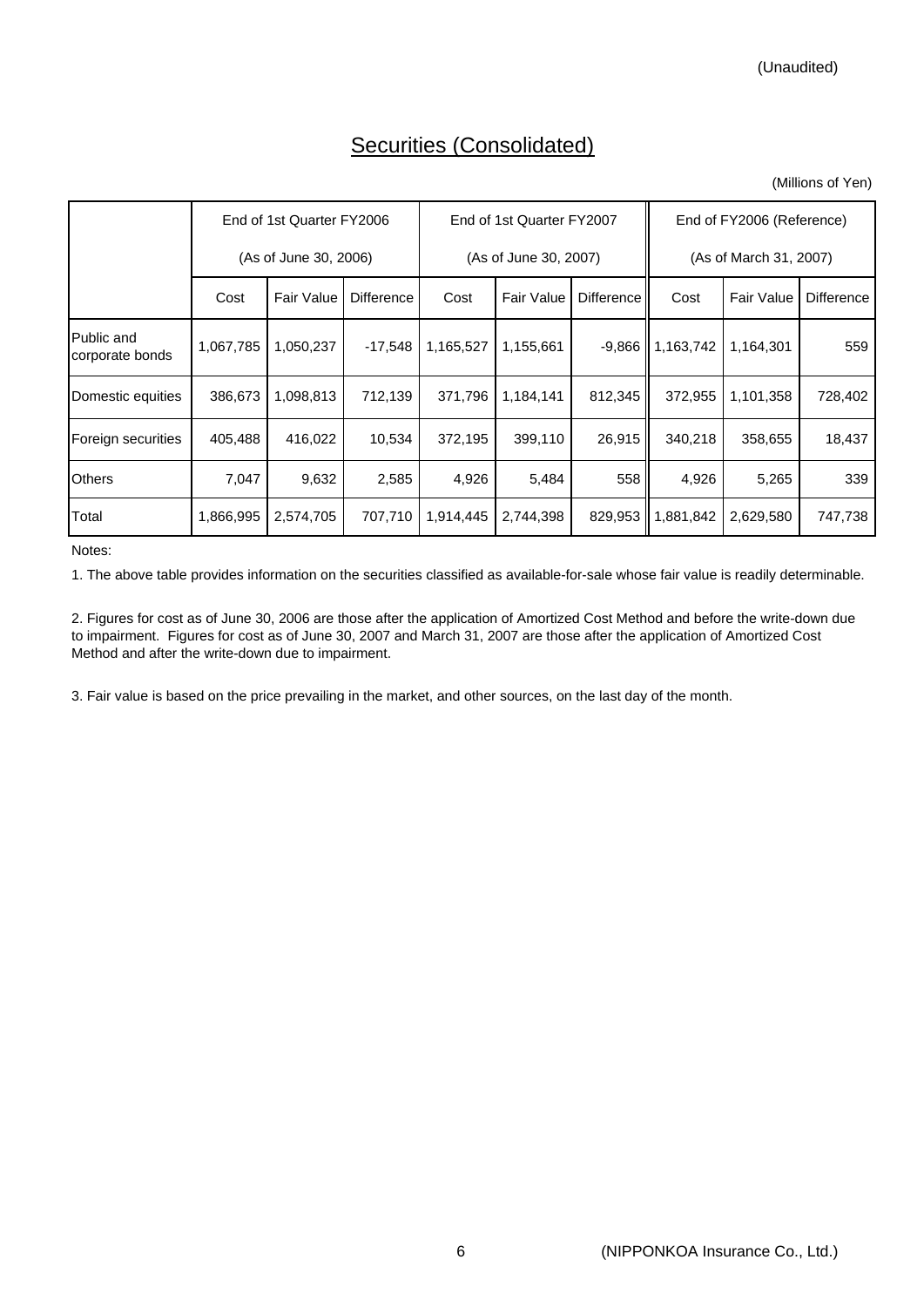(Unaudited)

# Securities (Consolidated)

(Millions of Yen)

| | End of 1st Quarter FY2006 (As of June 30, 2006) | | | End of 1st Quarter FY2007 (As of June 30, 2007) | | | End of FY2006 (Reference) (As of March 31, 2007) | | |
|---|---|---|---|---|---|---|---|---|---|
| | Cost | Fair Value | Difference | Cost | Fair Value | Difference | Cost | Fair Value | Difference |
| Public and corporate bonds | 1,067,785 | 1,050,237 | -17,548 | 1,165,527 | 1,155,661 | -9,866 | 1,163,742 | 1,164,301 | 559 |
| Domestic equities | 386,673 | 1,098,813 | 712,139 | 371,796 | 1,184,141 | 812,345 | 372,955 | 1,101,358 | 728,402 |
| Foreign securities | 405,488 | 416,022 | 10,534 | 372,195 | 399,110 | 26,915 | 340,218 | 358,655 | 18,437 |
| Others | 7,047 | 9,632 | 2,585 | 4,926 | 5,484 | 558 | 4,926 | 5,265 | 339 |
| Total | 1,866,995 | 2,574,705 | 707,710 | 1,914,445 | 2,744,398 | 829,953 | 1,881,842 | 2,629,580 | 747,738 |

Notes:

1. The above table provides information on the securities classified as available-for-sale whose fair value is readily determinable.

2. Figures for cost as of June 30, 2006 are those after the application of Amortized Cost Method and before the write-down due to impairment. Figures for cost as of June 30, 2007 and March 31, 2007 are those after the application of Amortized Cost Method and after the write-down due to impairment.

3. Fair value is based on the price prevailing in the market, and other sources, on the last day of the month.

(NIPPONKOA Insurance Co., Ltd.)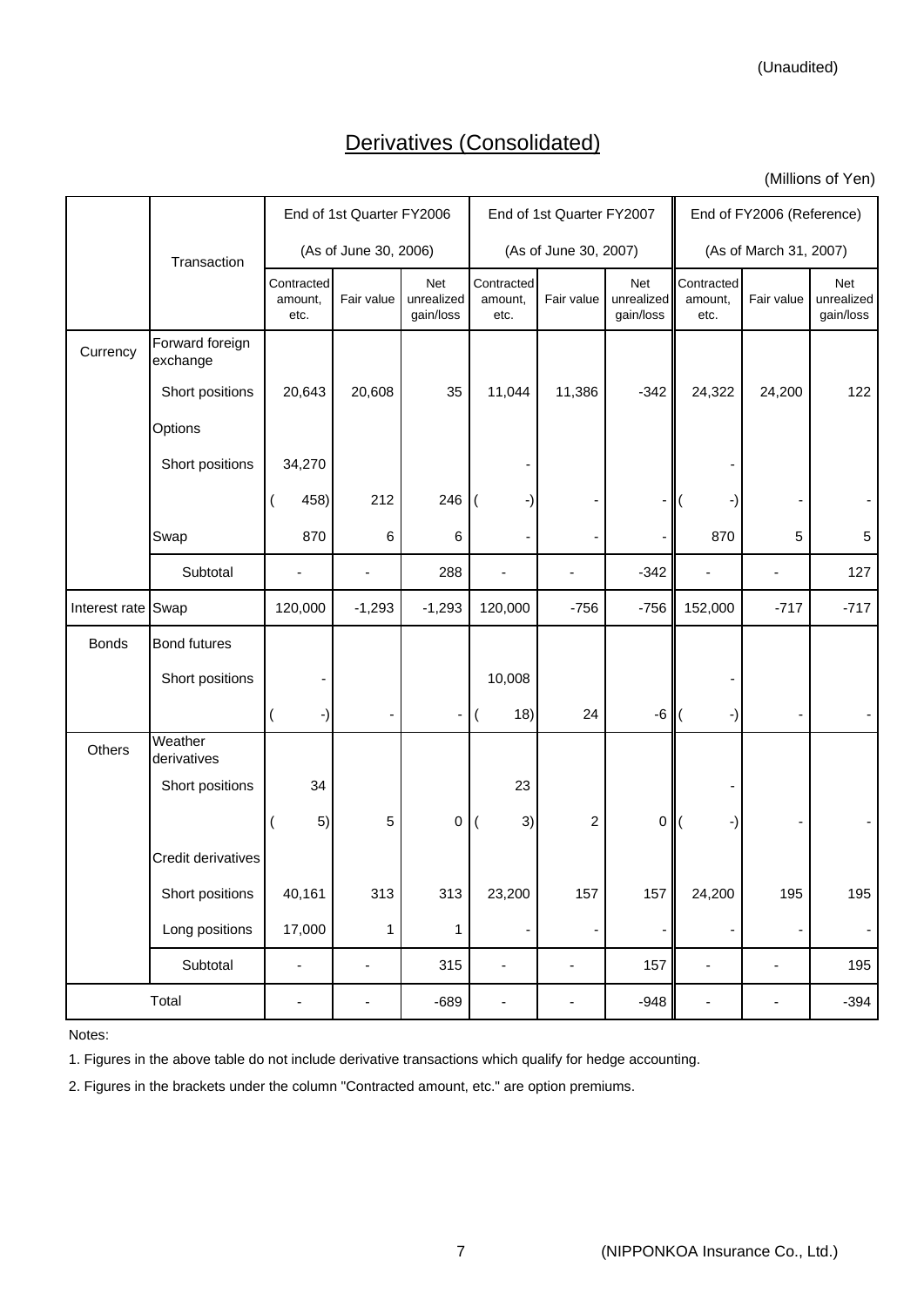(Unaudited)

# Derivatives (Consolidated)

(Millions of Yen)

| | Transaction | End of 1st Quarter FY2006 (As of June 30, 2006) | | | End of 1st Quarter FY2007 (As of June 30, 2007) | | | End of FY2006 (Reference) (As of March 31, 2007) | | |
|---|---|---|---|---|---|---|---|---|---|---|
| | | Contracted amount, etc. | Fair value | Net unrealized gain/loss | Contracted amount, etc. | Fair value | Net unrealized gain/loss | Contracted amount, etc. | Fair value | Net unrealized gain/loss |
| Currency | Forward foreign exchange | | | | | | | | | |
| | Short positions | 20,643 | 20,608 | 35 | 11,044 | 11,386 | -342 | 24,322 | 24,200 | 122 |
| | Options | | | | | | | | | |
| | Short positions | 34,270 | | | - | | | - | | |
| | | ( 458) | 212 | 246 | ( -) | - | - | ( -) | - | - |
| | Swap | 870 | 6 | 6 | - | - | - | 870 | 5 | 5 |
| | Subtotal | - | - | 288 | - | - | -342 | - | - | 127 |
| Interest rate | Swap | 120,000 | -1,293 | -1,293 | 120,000 | -756 | -756 | 152,000 | -717 | -717 |
| Bonds | Bond futures | | | | | | | | | |
| | Short positions | - | | | 10,008 | | | - | | |
| | | ( -) | - | - | ( 18) | 24 | -6 | ( -) | - | - |
| Others | Weather derivatives | | | | | | | | | |
| | Short positions | 34 | | | 23 | | | - | | |
| | | ( 5) | 5 | 0 | ( 3) | 2 | 0 | ( -) | - | - |
| | Credit derivatives | | | | | | | | | |
| | Short positions | 40,161 | 313 | 313 | 23,200 | 157 | 157 | 24,200 | 195 | 195 |
| | Long positions | 17,000 | 1 | 1 | - | - | - | - | - | - |
| | Subtotal | - | - | 315 | - | - | 157 | - | - | 195 |
| Total | | - | - | -689 | - | - | -948 | - | - | -394 |

Notes:

1. Figures in the above table do not include derivative transactions which qualify for hedge accounting.

2. Figures in the brackets under the column "Contracted amount, etc." are option premiums.

(NIPPONKOA Insurance Co., Ltd.)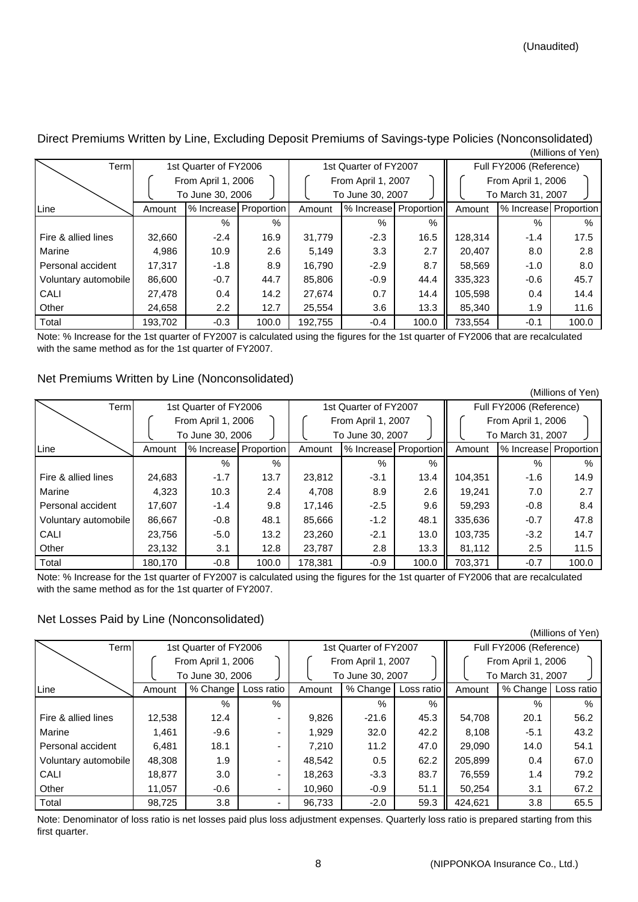(Unaudited)

## Direct Premiums Written by Line, Excluding Deposit Premiums of Savings-type Policies (Nonconsolidated)

(Millions of Yen)

| Term | 1st Quarter of FY2006 (From April 1, 2006 To June 30, 2006) | | | 1st Quarter of FY2007 (From April 1, 2007 To June 30, 2007) | | | Full FY2006 (Reference) (From April 1, 2006 To March 31, 2007) | | |
|---|---|---|---|---|---|---|---|---|---|
| Line | Amount | % Increase | Proportion | Amount | % Increase | Proportion | Amount | % Increase | Proportion |
| | | % | % | | % | % | | % | % |
| Fire & allied lines | 32,660 | -2.4 | 16.9 | 31,779 | -2.3 | 16.5 | 128,314 | -1.4 | 17.5 |
| Marine | 4,986 | 10.9 | 2.6 | 5,149 | 3.3 | 2.7 | 20,407 | 8.0 | 2.8 |
| Personal accident | 17,317 | -1.8 | 8.9 | 16,790 | -2.9 | 8.7 | 58,569 | -1.0 | 8.0 |
| Voluntary automobile | 86,600 | -0.7 | 44.7 | 85,806 | -0.9 | 44.4 | 335,323 | -0.6 | 45.7 |
| CALI | 27,478 | 0.4 | 14.2 | 27,674 | 0.7 | 14.4 | 105,598 | 0.4 | 14.4 |
| Other | 24,658 | 2.2 | 12.7 | 25,554 | 3.6 | 13.3 | 85,340 | 1.9 | 11.6 |
| Total | 193,702 | -0.3 | 100.0 | 192,755 | -0.4 | 100.0 | 733,554 | -0.1 | 100.0 |

Note: % Increase for the 1st quarter of FY2007 is calculated using the figures for the 1st quarter of FY2006 that are recalculated with the same method as for the 1st quarter of FY2007.

## Net Premiums Written by Line (Nonconsolidated)

(Millions of Yen)

| Term | 1st Quarter of FY2006 (From April 1, 2006 To June 30, 2006) | | | 1st Quarter of FY2007 (From April 1, 2007 To June 30, 2007) | | | Full FY2006 (Reference) (From April 1, 2006 To March 31, 2007) | | |
|---|---|---|---|---|---|---|---|---|---|
| Line | Amount | % Increase | Proportion | Amount | % Increase | Proportion | Amount | % Increase | Proportion |
| | | % | % | | % | % | | % | % |
| Fire & allied lines | 24,683 | -1.7 | 13.7 | 23,812 | -3.1 | 13.4 | 104,351 | -1.6 | 14.9 |
| Marine | 4,323 | 10.3 | 2.4 | 4,708 | 8.9 | 2.6 | 19,241 | 7.0 | 2.7 |
| Personal accident | 17,607 | -1.4 | 9.8 | 17,146 | -2.5 | 9.6 | 59,293 | -0.8 | 8.4 |
| Voluntary automobile | 86,667 | -0.8 | 48.1 | 85,666 | -1.2 | 48.1 | 335,636 | -0.7 | 47.8 |
| CALI | 23,756 | -5.0 | 13.2 | 23,260 | -2.1 | 13.0 | 103,735 | -3.2 | 14.7 |
| Other | 23,132 | 3.1 | 12.8 | 23,787 | 2.8 | 13.3 | 81,112 | 2.5 | 11.5 |
| Total | 180,170 | -0.8 | 100.0 | 178,381 | -0.9 | 100.0 | 703,371 | -0.7 | 100.0 |

Note: % Increase for the 1st quarter of FY2007 is calculated using the figures for the 1st quarter of FY2006 that are recalculated with the same method as for the 1st quarter of FY2007.

## Net Losses Paid by Line (Nonconsolidated)

(Millions of Yen)

| Term | 1st Quarter of FY2006 (From April 1, 2006 To June 30, 2006) | | | 1st Quarter of FY2007 (From April 1, 2007 To June 30, 2007) | | | Full FY2006 (Reference) (From April 1, 2006 To March 31, 2007) | | |
|---|---|---|---|---|---|---|---|---|---|
| Line | Amount | % Change | Loss ratio | Amount | % Change | Loss ratio | Amount | % Change | Loss ratio |
| | | % | % | | % | % | | % | % |
| Fire & allied lines | 12,538 | 12.4 | - | 9,826 | -21.6 | 45.3 | 54,708 | 20.1 | 56.2 |
| Marine | 1,461 | -9.6 | - | 1,929 | 32.0 | 42.2 | 8,108 | -5.1 | 43.2 |
| Personal accident | 6,481 | 18.1 | - | 7,210 | 11.2 | 47.0 | 29,090 | 14.0 | 54.1 |
| Voluntary automobile | 48,308 | 1.9 | - | 48,542 | 0.5 | 62.2 | 205,899 | 0.4 | 67.0 |
| CALI | 18,877 | 3.0 | - | 18,263 | -3.3 | 83.7 | 76,559 | 1.4 | 79.2 |
| Other | 11,057 | -0.6 | - | 10,960 | -0.9 | 51.1 | 50,254 | 3.1 | 67.2 |
| Total | 98,725 | 3.8 | - | 96,733 | -2.0 | 59.3 | 424,621 | 3.8 | 65.5 |

Note: Denominator of loss ratio is net losses paid plus loss adjustment expenses. Quarterly loss ratio is prepared starting from this first quarter.

(NIPPONKOA Insurance Co., Ltd.)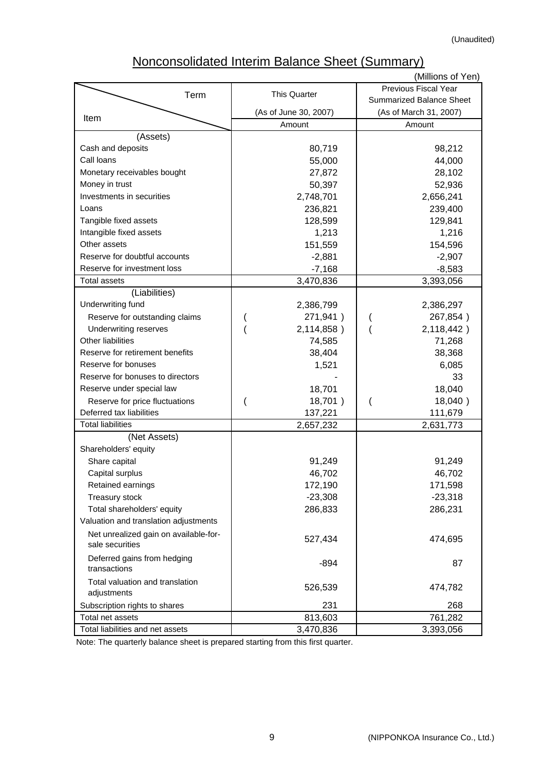(Unaudited)

# Nonconsolidated Interim Balance Sheet (Summary)

(Millions of Yen)

| Term / Item | This Quarter (As of June 30, 2007) | Previous Fiscal Year Summarized Balance Sheet (As of March 31, 2007) |
|---|---|---|
| | Amount | Amount |
| (Assets) | | |
| Cash and deposits | 80,719 | 98,212 |
| Call loans | 55,000 | 44,000 |
| Monetary receivables bought | 27,872 | 28,102 |
| Money in trust | 50,397 | 52,936 |
| Investments in securities | 2,748,701 | 2,656,241 |
| Loans | 236,821 | 239,400 |
| Tangible fixed assets | 128,599 | 129,841 |
| Intangible fixed assets | 1,213 | 1,216 |
| Other assets | 151,559 | 154,596 |
| Reserve for doubtful accounts | -2,881 | -2,907 |
| Reserve for investment loss | -7,168 | -8,583 |
| Total assets | 3,470,836 | 3,393,056 |
| (Liabilities) | | |
| Underwriting fund | 2,386,799 | 2,386,297 |
| Reserve for outstanding claims | ( 271,941 ) | ( 267,854 ) |
| Underwriting reserves | ( 2,114,858 ) | ( 2,118,442 ) |
| Other liabilities | 74,585 | 71,268 |
| Reserve for retirement benefits | 38,404 | 38,368 |
| Reserve for bonuses | 1,521 | 6,085 |
| Reserve for bonuses to directors | - | 33 |
| Reserve under special law | 18,701 | 18,040 |
| Reserve for price fluctuations | ( 18,701 ) | ( 18,040 ) |
| Deferred tax liabilities | 137,221 | 111,679 |
| Total liabilities | 2,657,232 | 2,631,773 |
| (Net Assets) | | |
| Shareholders' equity | | |
| Share capital | 91,249 | 91,249 |
| Capital surplus | 46,702 | 46,702 |
| Retained earnings | 172,190 | 171,598 |
| Treasury stock | -23,308 | -23,318 |
| Total shareholders' equity | 286,833 | 286,231 |
| Valuation and translation adjustments | | |
| Net unrealized gain on available-for-sale securities | 527,434 | 474,695 |
| Deferred gains from hedging transactions | -894 | 87 |
| Total valuation and translation adjustments | 526,539 | 474,782 |
| Subscription rights to shares | 231 | 268 |
| Total net assets | 813,603 | 761,282 |
| Total liabilities and net assets | 3,470,836 | 3,393,056 |

Note: The quarterly balance sheet is prepared starting from this first quarter.

(NIPPONKOA Insurance Co., Ltd.)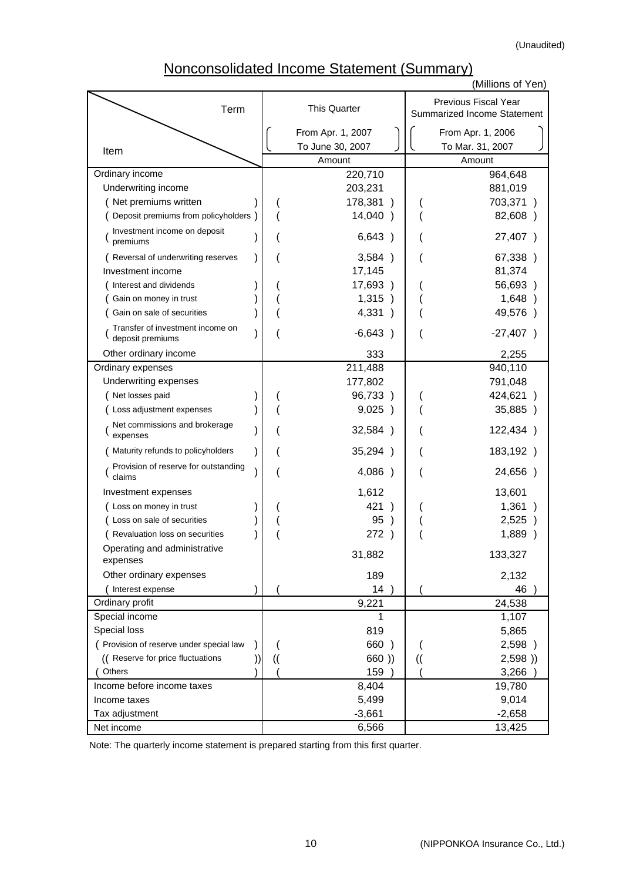(Unaudited)

# Nonconsolidated Income Statement (Summary)

(Millions of Yen)

| Item | This Quarter (From Apr. 1, 2007 To June 30, 2007) Amount | Previous Fiscal Year Summarized Income Statement (From Apr. 1, 2006 To Mar. 31, 2007) Amount |
|---|---|---|
| Ordinary income | 220,710 | 964,648 |
| Underwriting income | 203,231 | 881,019 |
| ( Net premiums written ) | ( 178,381 ) | ( 703,371 ) |
| ( Deposit premiums from policyholders ) | ( 14,040 ) | ( 82,608 ) |
| ( Investment income on deposit premiums ) | ( 6,643 ) | ( 27,407 ) |
| ( Reversal of underwriting reserves ) | ( 3,584 ) | ( 67,338 ) |
| Investment income | 17,145 | 81,374 |
| ( Interest and dividends ) | ( 17,693 ) | ( 56,693 ) |
| ( Gain on money in trust ) | ( 1,315 ) | ( 1,648 ) |
| ( Gain on sale of securities ) | ( 4,331 ) | ( 49,576 ) |
| ( Transfer of investment income on deposit premiums ) | ( -6,643 ) | ( -27,407 ) |
| Other ordinary income | 333 | 2,255 |
| Ordinary expenses | 211,488 | 940,110 |
| Underwriting expenses | 177,802 | 791,048 |
| ( Net losses paid ) | ( 96,733 ) | ( 424,621 ) |
| ( Loss adjustment expenses ) | ( 9,025 ) | ( 35,885 ) |
| ( Net commissions and brokerage expenses ) | ( 32,584 ) | ( 122,434 ) |
| ( Maturity refunds to policyholders ) | ( 35,294 ) | ( 183,192 ) |
| ( Provision of reserve for outstanding claims ) | ( 4,086 ) | ( 24,656 ) |
| Investment expenses | 1,612 | 13,601 |
| ( Loss on money in trust ) | ( 421 ) | ( 1,361 ) |
| ( Loss on sale of securities ) | ( 95 ) | ( 2,525 ) |
| ( Revaluation loss on securities ) | ( 272 ) | ( 1,889 ) |
| Operating and administrative expenses | 31,882 | 133,327 |
| Other ordinary expenses | 189 | 2,132 |
| ( Interest expense ) | ( 14 ) | ( 46 ) |
| Ordinary profit | 9,221 | 24,538 |
| Special income | 1 | 1,107 |
| Special loss | 819 | 5,865 |
| ( Provision of reserve under special law ) | ( 660 ) | ( 2,598 ) |
| (( Reserve for price fluctuations )) | (( 660 )) | (( 2,598 )) |
| ( Others ) | ( 159 ) | ( 3,266 ) |
| Income before income taxes | 8,404 | 19,780 |
| Income taxes | 5,499 | 9,014 |
| Tax adjustment | -3,661 | -2,658 |
| Net income | 6,566 | 13,425 |

Note: The quarterly income statement is prepared starting from this first quarter.

(NIPPONKOA Insurance Co., Ltd.)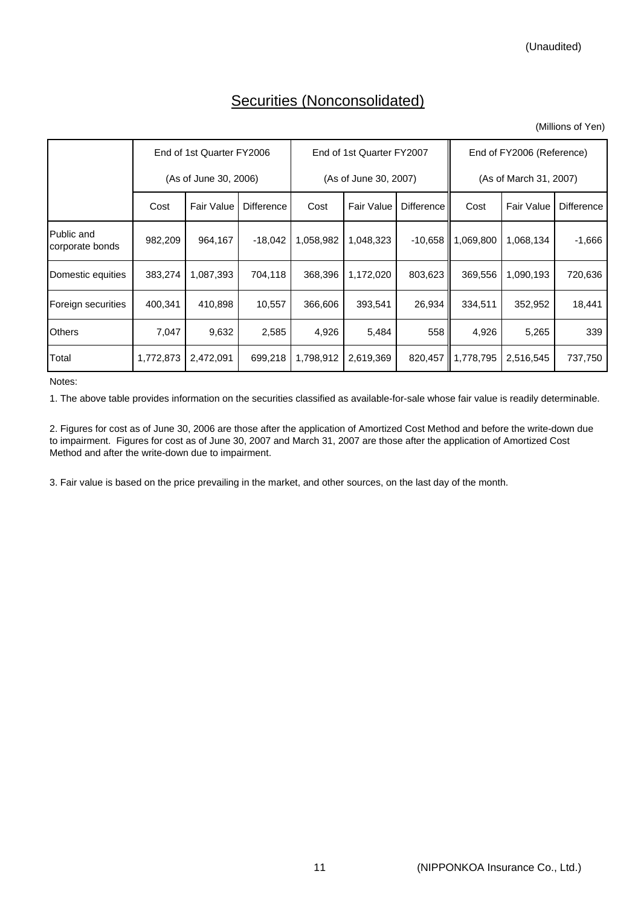(Unaudited)

# Securities (Nonconsolidated)

(Millions of Yen)

| | End of 1st Quarter FY2006 (As of June 30, 2006) | | | End of 1st Quarter FY2007 (As of June 30, 2007) | | | End of FY2006 (Reference) (As of March 31, 2007) | | |
|---|---|---|---|---|---|---|---|---|---|
| | Cost | Fair Value | Difference | Cost | Fair Value | Difference | Cost | Fair Value | Difference |
| Public and corporate bonds | 982,209 | 964,167 | -18,042 | 1,058,982 | 1,048,323 | -10,658 | 1,069,800 | 1,068,134 | -1,666 |
| Domestic equities | 383,274 | 1,087,393 | 704,118 | 368,396 | 1,172,020 | 803,623 | 369,556 | 1,090,193 | 720,636 |
| Foreign securities | 400,341 | 410,898 | 10,557 | 366,606 | 393,541 | 26,934 | 334,511 | 352,952 | 18,441 |
| Others | 7,047 | 9,632 | 2,585 | 4,926 | 5,484 | 558 | 4,926 | 5,265 | 339 |
| Total | 1,772,873 | 2,472,091 | 699,218 | 1,798,912 | 2,619,369 | 820,457 | 1,778,795 | 2,516,545 | 737,750 |

Notes:

1. The above table provides information on the securities classified as available-for-sale whose fair value is readily determinable.

2. Figures for cost as of June 30, 2006 are those after the application of Amortized Cost Method and before the write-down due to impairment. Figures for cost as of June 30, 2007 and March 31, 2007 are those after the application of Amortized Cost Method and after the write-down due to impairment.

3. Fair value is based on the price prevailing in the market, and other sources, on the last day of the month.

(NIPPONKOA Insurance Co., Ltd.)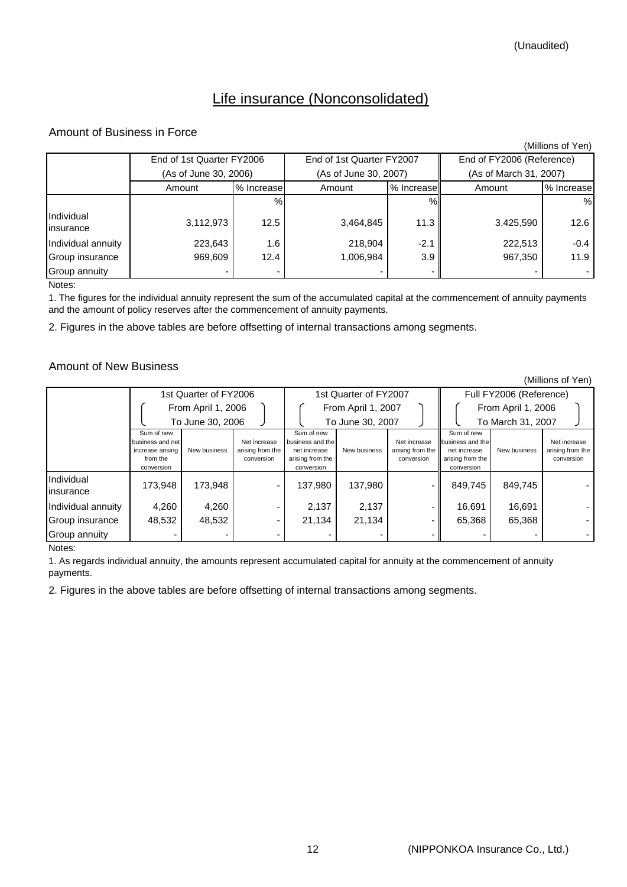(Unaudited)

# Life insurance (Nonconsolidated)

## Amount of Business in Force

(Millions of Yen)

| | End of 1st Quarter FY2006 (As of June 30, 2006) | | End of 1st Quarter FY2007 (As of June 30, 2007) | | End of FY2006 (Reference) (As of March 31, 2007) | |
|---|---|---|---|---|---|---|
| | Amount | % Increase | Amount | % Increase | Amount | % Increase |
| | | % | | % | | % |
| Individual insurance | 3,112,973 | 12.5 | 3,464,845 | 11.3 | 3,425,590 | 12.6 |
| Individual annuity | 223,643 | 1.6 | 218,904 | -2.1 | 222,513 | -0.4 |
| Group insurance | 969,609 | 12.4 | 1,006,984 | 3.9 | 967,350 | 11.9 |
| Group annuity | - | - | - | - | - | - |

Notes:

1. The figures for the individual annuity represent the sum of the accumulated capital at the commencement of annuity payments and the amount of policy reserves after the commencement of annuity payments.

2. Figures in the above tables are before offsetting of internal transactions among segments.

## Amount of New Business

(Millions of Yen)

| | 1st Quarter of FY2006 (From April 1, 2006 To June 30, 2006) | | | 1st Quarter of FY2007 (From April 1, 2007 To June 30, 2007) | | | Full FY2006 (Reference) (From April 1, 2006 To March 31, 2007) | | |
|---|---|---|---|---|---|---|---|---|---|
| | Sum of new business and net increase arising from the conversion | New business | Net increase arising from the conversion | Sum of new business and the net increase arising from the conversion | New business | Net increase arising from the conversion | Sum of new business and the net increase arising from the conversion | New business | Net increase arising from the conversion |
| Individual insurance | 173,948 | 173,948 | - | 137,980 | 137,980 | - | 849,745 | 849,745 | - |
| Individual annuity | 4,260 | 4,260 | - | 2,137 | 2,137 | - | 16,691 | 16,691 | - |
| Group insurance | 48,532 | 48,532 | - | 21,134 | 21,134 | - | 65,368 | 65,368 | - |
| Group annuity | - | - | - | - | - | - | - | - | - |

Notes:

1. As regards individual annuity, the amounts represent accumulated capital for annuity at the commencement of annuity payments.

2. Figures in the above tables are before offsetting of internal transactions among segments.

(NIPPONKOA Insurance Co., Ltd.)